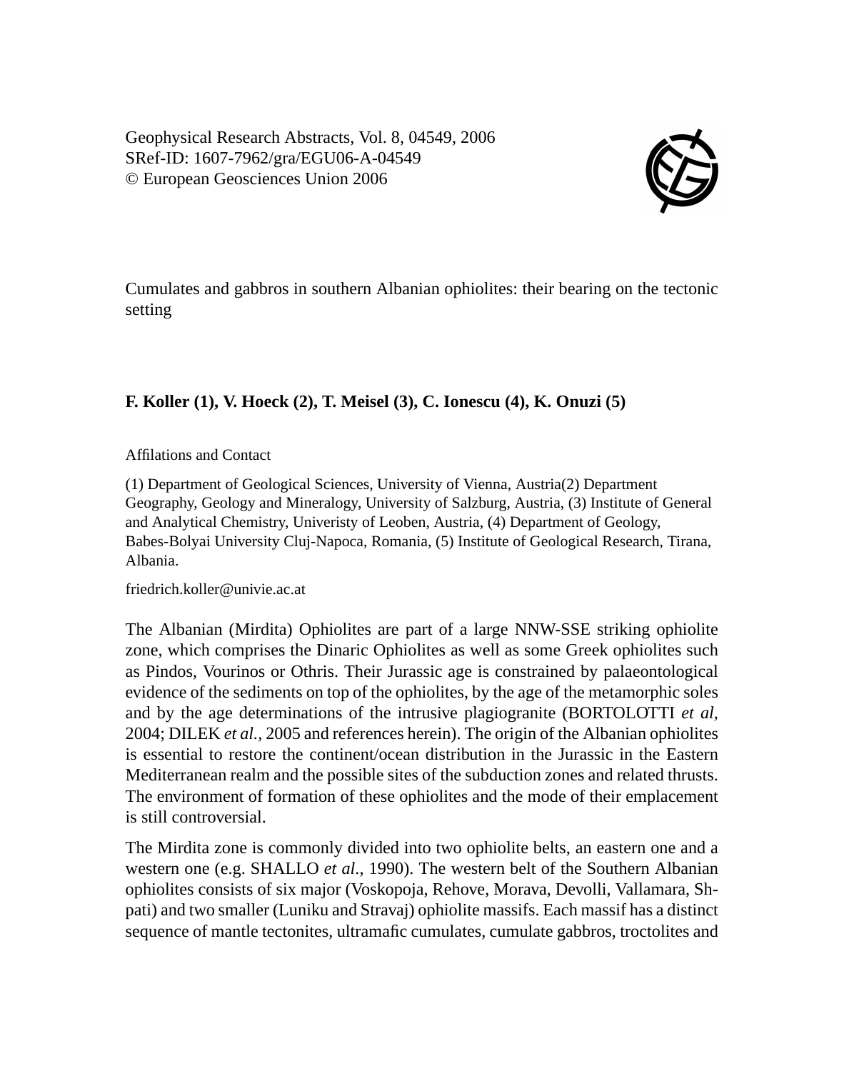Geophysical Research Abstracts, Vol. 8, 04549, 2006
SRef-ID: 1607-7962/gra/EGU06-A-04549
© European Geosciences Union 2006

# Cumulates and gabbros in southern Albanian ophiolites: their bearing on the tectonic setting

**F. Koller (1), V. Hoeck (2), T. Meisel (3), C. Ionescu (4), K. Onuzi (5)**

Affilations and Contact

(1) Department of Geological Sciences, University of Vienna, Austria(2) Department Geography, Geology and Mineralogy, University of Salzburg, Austria, (3) Institute of General and Analytical Chemistry, Univeristy of Leoben, Austria, (4) Department of Geology, Babes-Bolyai University Cluj-Napoca, Romania, (5) Institute of Geological Research, Tirana, Albania.

friedrich.koller@univie.ac.at

The Albanian (Mirdita) Ophiolites are part of a large NNW-SSE striking ophiolite zone, which comprises the Dinaric Ophiolites as well as some Greek ophiolites such as Pindos, Vourinos or Othris. Their Jurassic age is constrained by palaeontological evidence of the sediments on top of the ophiolites, by the age of the metamorphic soles and by the age determinations of the intrusive plagiogranite (BORTOLOTTI *et al*, 2004; DILEK *et al.*, 2005 and references herein). The origin of the Albanian ophiolites is essential to restore the continent/ocean distribution in the Jurassic in the Eastern Mediterranean realm and the possible sites of the subduction zones and related thrusts. The environment of formation of these ophiolites and the mode of their emplacement is still controversial.

The Mirdita zone is commonly divided into two ophiolite belts, an eastern one and a western one (e.g. SHALLO *et al.*, 1990). The western belt of the Southern Albanian ophiolites consists of six major (Voskopoja, Rehove, Morava, Devolli, Vallamara, Shpati) and two smaller (Luniku and Stravaj) ophiolite massifs. Each massif has a distinct sequence of mantle tectonites, ultramafic cumulates, cumulate gabbros, troctolites and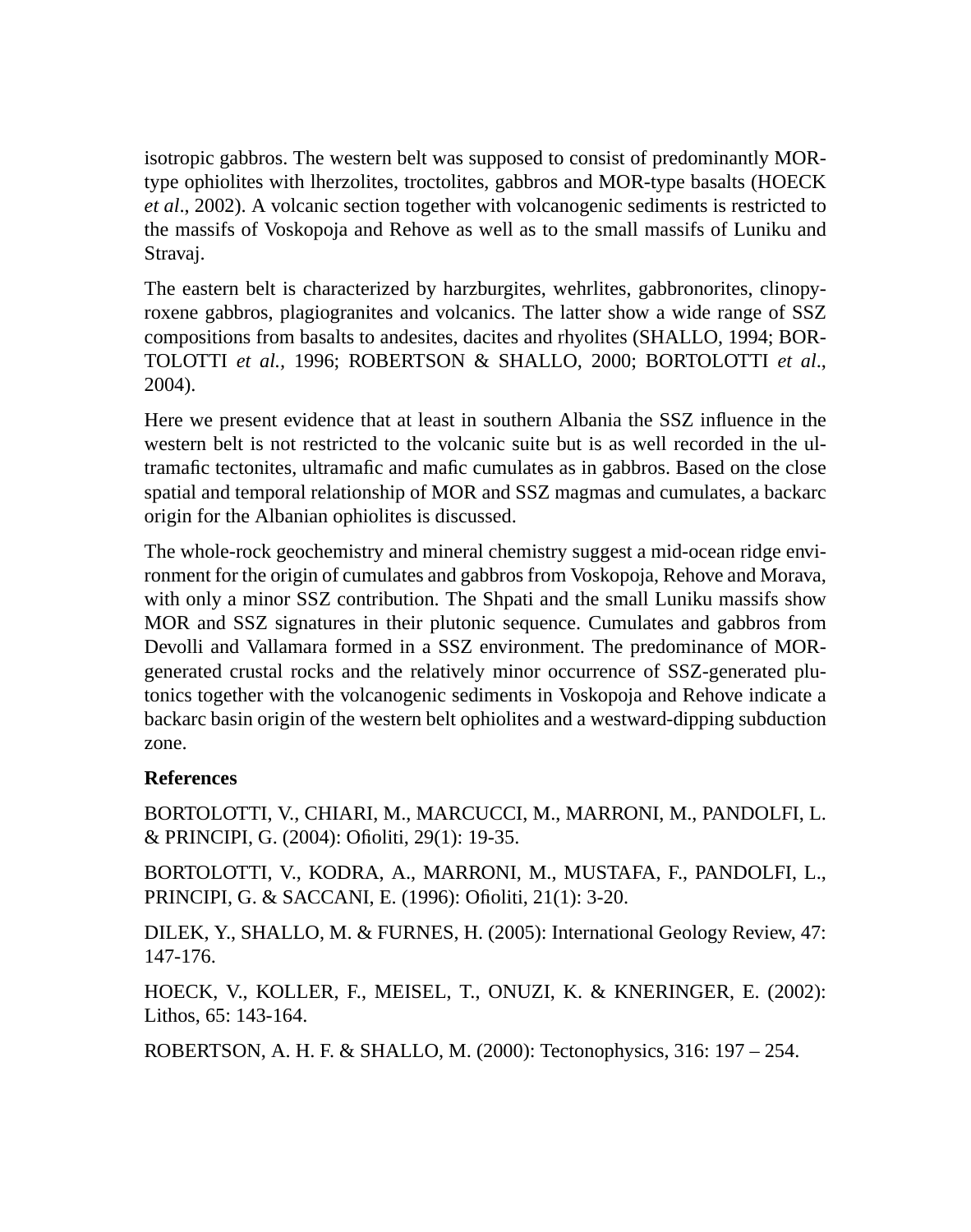isotropic gabbros. The western belt was supposed to consist of predominantly MOR-type ophiolites with lherzolites, troctolites, gabbros and MOR-type basalts (HOECK *et al*., 2002). A volcanic section together with volcanogenic sediments is restricted to the massifs of Voskopoja and Rehove as well as to the small massifs of Luniku and Stravaj.

The eastern belt is characterized by harzburgites, wehrlites, gabbronorites, clinopyroxene gabbros, plagiogranites and volcanics. The latter show a wide range of SSZ compositions from basalts to andesites, dacites and rhyolites (SHALLO, 1994; BORTOLOTTI *et al.*, 1996; ROBERTSON & SHALLO, 2000; BORTOLOTTI *et al*., 2004).

Here we present evidence that at least in southern Albania the SSZ influence in the western belt is not restricted to the volcanic suite but is as well recorded in the ultramafic tectonites, ultramafic and mafic cumulates as in gabbros. Based on the close spatial and temporal relationship of MOR and SSZ magmas and cumulates, a backarc origin for the Albanian ophiolites is discussed.

The whole-rock geochemistry and mineral chemistry suggest a mid-ocean ridge environment for the origin of cumulates and gabbros from Voskopoja, Rehove and Morava, with only a minor SSZ contribution. The Shpati and the small Luniku massifs show MOR and SSZ signatures in their plutonic sequence. Cumulates and gabbros from Devolli and Vallamara formed in a SSZ environment. The predominance of MOR-generated crustal rocks and the relatively minor occurrence of SSZ-generated plutonics together with the volcanogenic sediments in Voskopoja and Rehove indicate a backarc basin origin of the western belt ophiolites and a westward-dipping subduction zone.

**References**

BORTOLOTTI, V., CHIARI, M., MARCUCCI, M., MARRONI, M., PANDOLFI, L. & PRINCIPI, G. (2004): Ofioliti, 29(1): 19-35.

BORTOLOTTI, V., KODRA, A., MARRONI, M., MUSTAFA, F., PANDOLFI, L., PRINCIPI, G. & SACCANI, E. (1996): Ofioliti, 21(1): 3-20.

DILEK, Y., SHALLO, M. & FURNES, H. (2005): International Geology Review, 47: 147-176.

HOECK, V., KOLLER, F., MEISEL, T., ONUZI, K. & KNERINGER, E. (2002): Lithos, 65: 143-164.

ROBERTSON, A. H. F. & SHALLO, M. (2000): Tectonophysics, 316: 197 – 254.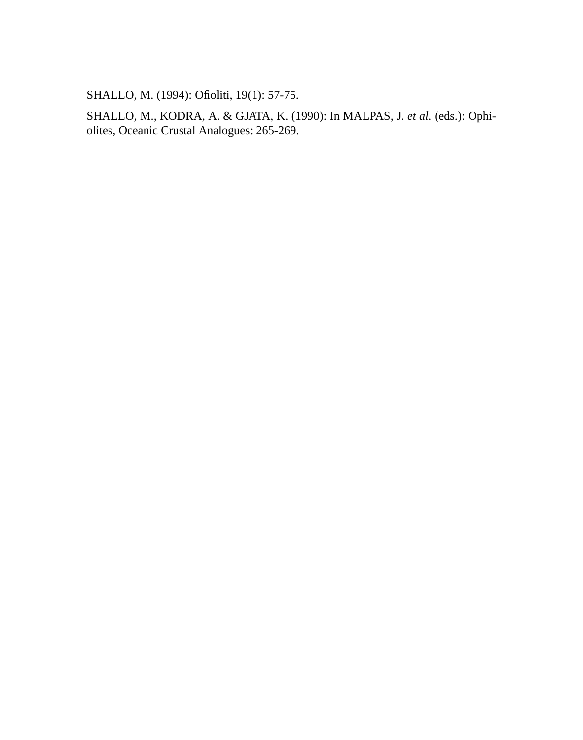SHALLO, M. (1994): Ofioliti, 19(1): 57-75.

SHALLO, M., KODRA, A. & GJATA, K. (1990): In MALPAS, J. *et al.* (eds.): Ophiolites, Oceanic Crustal Analogues: 265-269.